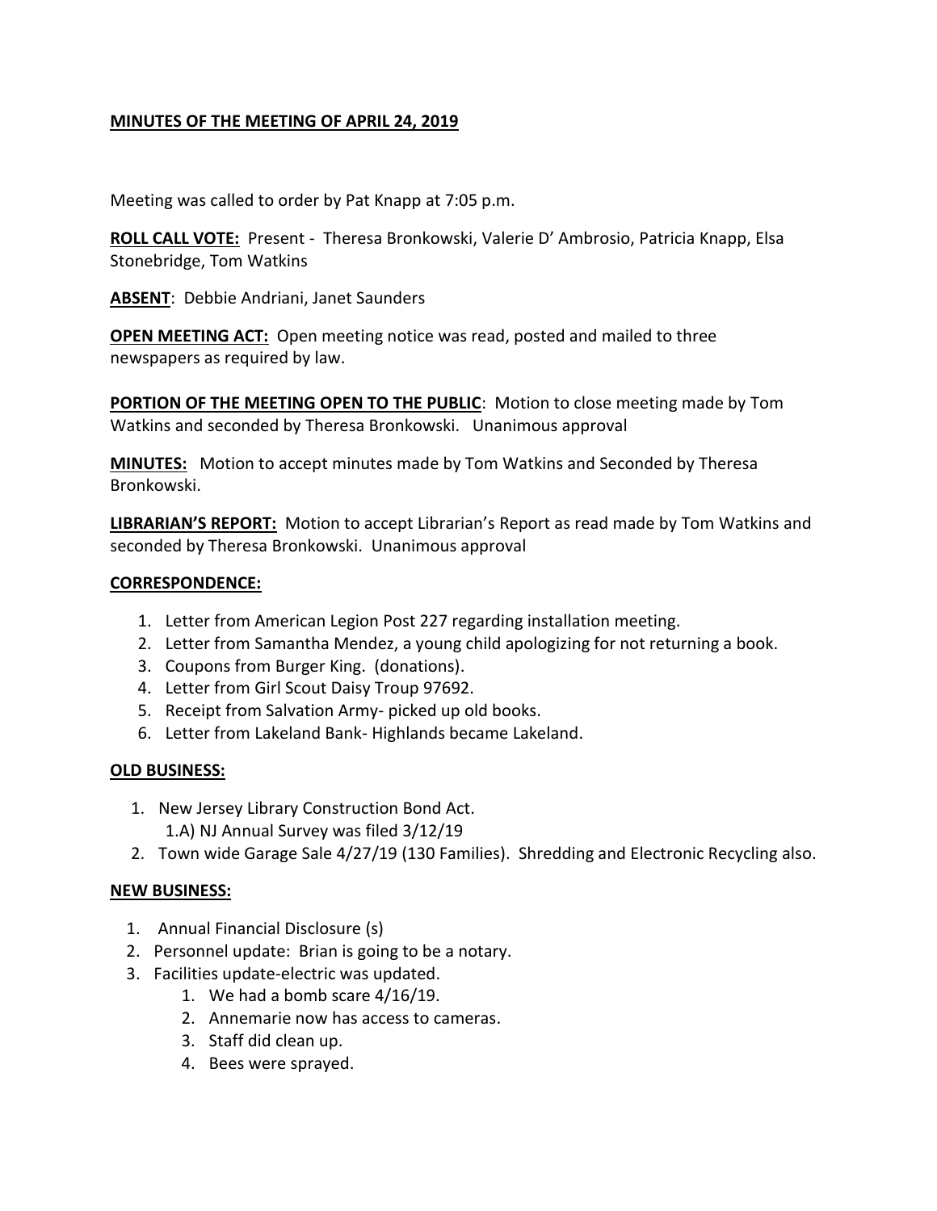**MINUTES OF THE MEETING OF APRIL 24, 2019**

Meeting was called to order by Pat Knapp at 7:05 p.m.

**ROLL CALL VOTE:** Present - Theresa Bronkowski, Valerie D' Ambrosio, Patricia Knapp, Elsa Stonebridge, Tom Watkins

**ABSENT**: Debbie Andriani, Janet Saunders

**OPEN MEETING ACT:** Open meeting notice was read, posted and mailed to three newspapers as required by law.

**PORTION OF THE MEETING OPEN TO THE PUBLIC**: Motion to close meeting made by Tom Watkins and seconded by Theresa Bronkowski. Unanimous approval

**MINUTES:** Motion to accept minutes made by Tom Watkins and Seconded by Theresa Bronkowski.

**LIBRARIAN'S REPORT:** Motion to accept Librarian's Report as read made by Tom Watkins and seconded by Theresa Bronkowski. Unanimous approval

**CORRESPONDENCE:**

1. Letter from American Legion Post 227 regarding installation meeting.
2. Letter from Samantha Mendez, a young child apologizing for not returning a book.
3. Coupons from Burger King. (donations).
4. Letter from Girl Scout Daisy Troup 97692.
5. Receipt from Salvation Army- picked up old books.
6. Letter from Lakeland Bank- Highlands became Lakeland.

**OLD BUSINESS:**

1. New Jersey Library Construction Bond Act.
   1.A) NJ Annual Survey was filed 3/12/19
2. Town wide Garage Sale 4/27/19 (130 Families). Shredding and Electronic Recycling also.

**NEW BUSINESS:**

1. Annual Financial Disclosure (s)
2. Personnel update: Brian is going to be a notary.
3. Facilities update-electric was updated.
   1. We had a bomb scare 4/16/19.
   2. Annemarie now has access to cameras.
   3. Staff did clean up.
   4. Bees were sprayed.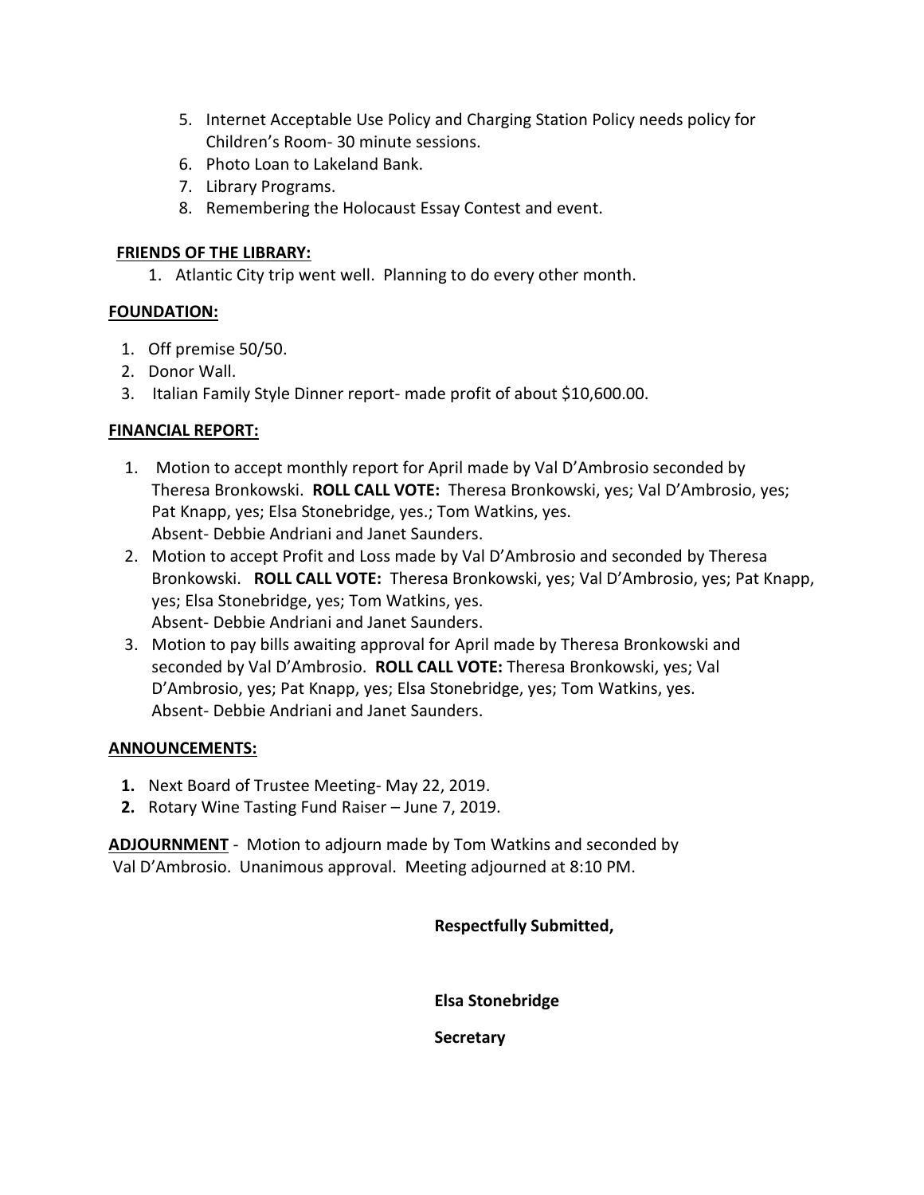5. Internet Acceptable Use Policy and Charging Station Policy needs policy for Children's Room- 30 minute sessions.
6. Photo Loan to Lakeland Bank.
7. Library Programs.
8. Remembering the Holocaust Essay Contest and event.

**FRIENDS OF THE LIBRARY:**

1. Atlantic City trip went well. Planning to do every other month.

**FOUNDATION:**

1. Off premise 50/50.
2. Donor Wall.
3. Italian Family Style Dinner report- made profit of about $10,600.00.

**FINANCIAL REPORT:**

1. Motion to accept monthly report for April made by Val D'Ambrosio seconded by Theresa Bronkowski. **ROLL CALL VOTE:** Theresa Bronkowski, yes; Val D'Ambrosio, yes; Pat Knapp, yes; Elsa Stonebridge, yes.; Tom Watkins, yes.
   Absent- Debbie Andriani and Janet Saunders.
2. Motion to accept Profit and Loss made by Val D'Ambrosio and seconded by Theresa Bronkowski. **ROLL CALL VOTE:** Theresa Bronkowski, yes; Val D'Ambrosio, yes; Pat Knapp, yes; Elsa Stonebridge, yes; Tom Watkins, yes.
   Absent- Debbie Andriani and Janet Saunders.
3. Motion to pay bills awaiting approval for April made by Theresa Bronkowski and seconded by Val D'Ambrosio. **ROLL CALL VOTE:** Theresa Bronkowski, yes; Val D'Ambrosio, yes; Pat Knapp, yes; Elsa Stonebridge, yes; Tom Watkins, yes.
   Absent- Debbie Andriani and Janet Saunders.

**ANNOUNCEMENTS:**

1. Next Board of Trustee Meeting- May 22, 2019.
2. Rotary Wine Tasting Fund Raiser – June 7, 2019.

**ADJOURNMENT** - Motion to adjourn made by Tom Watkins and seconded by Val D'Ambrosio. Unanimous approval. Meeting adjourned at 8:10 PM.

**Respectfully Submitted,**

**Elsa Stonebridge**

**Secretary**